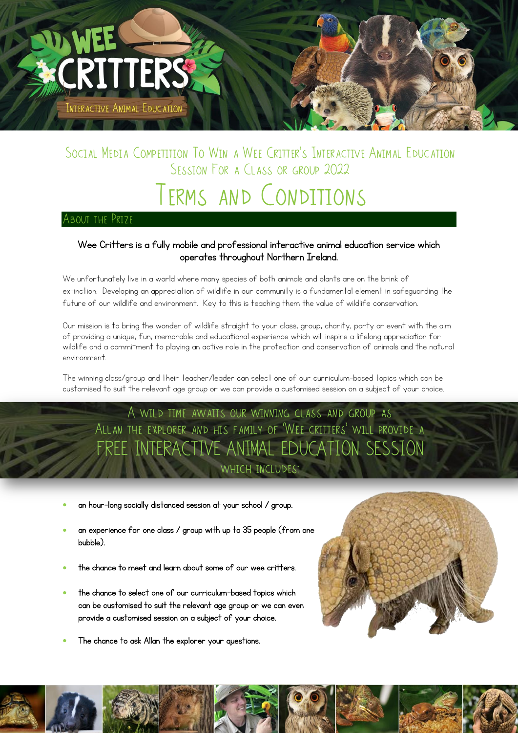Wee Critters

Interactive Animal Education

## Social Media Competition To Win a Wee Critter's Interactive Animal Education Session For a Class or group 2022

# Terms and Conditions

## About the Prize

**Wee Critters is a fully mobile and professional interactive animal education service which operates throughout Northern Ireland.**

We unfortunately live in a world where many species of both animals and plants are on the brink of extinction. Developing an appreciation of wildlife in our community is a fundamental element in safeguarding the future of our wildlife and environment. Key to this is teaching them the value of wildlife conservation.

Our mission is to bring the wonder of wildlife straight to your class, group, charity, party or event with the aim of providing a unique, fun, memorable and educational experience which will inspire a lifelong appreciation for wildlife and a commitment to playing an active role in the protection and conservation of animals and the natural environment.

The winning class/group and their teacher/leader can select one of our curriculum-based topics which can be customised to suit the relevant age group or we can provide a customised session on a subject of your choice.

A wild time awaits our winning class and group as Allan the explorer and his family of 'Wee Critters' will provide a

FREE INTERACTIVE ANIMAL EDUCATION SESSION

which includes:

- an hour-long socially distanced session at your school / group.
- an experience for one class / group with up to 35 people (from one bubble).
- the chance to meet and learn about some of our wee critters.
- the chance to select one of our curriculum-based topics which can be customised to suit the relevant age group or we can even provide a customised session on a subject of your choice.
- The chance to ask Allan the explorer your questions.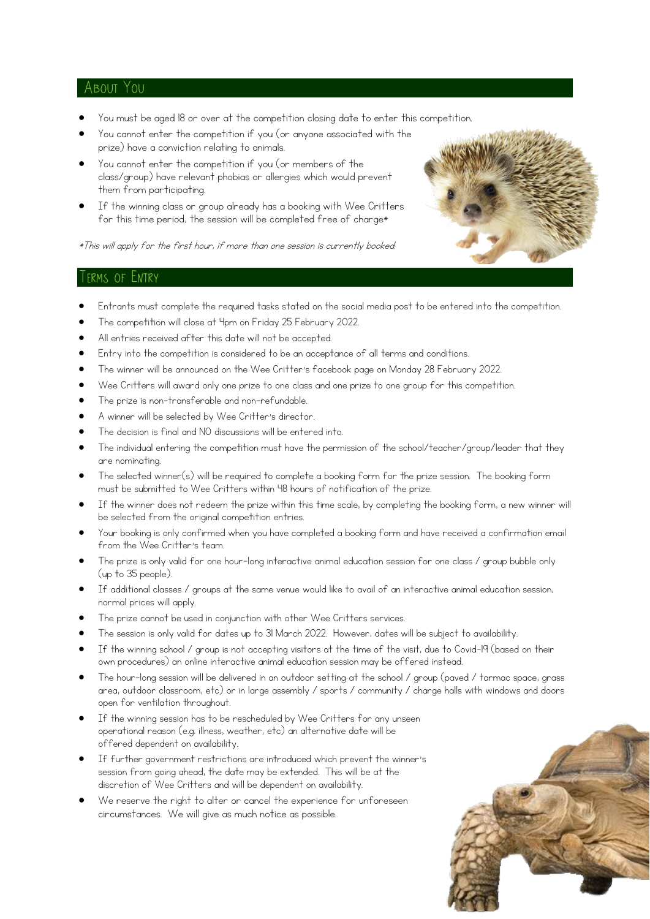## About You

- You must be aged 18 or over at the competition closing date to enter this competition.
- You cannot enter the competition if you (or anyone associated with the prize) have a conviction relating to animals.
- You cannot enter the competition if you (or members of the class/group) have relevant phobias or allergies which would prevent them from participating.
- If the winning class or group already has a booking with Wee Critters for this time period, the session will be completed free of charge*

**This will apply for the first hour, if more than one session is currently booked.*

## Terms of Entry

- Entrants must complete the required tasks stated on the social media post to be entered into the competition.
- The competition will close at 4pm on Friday 25 February 2022.
- All entries received after this date will not be accepted.
- Entry into the competition is considered to be an acceptance of all terms and conditions.
- The winner will be announced on the Wee Critter's facebook page on Monday 28 February 2022.
- Wee Critters will award only one prize to one class and one prize to one group for this competition.
- The prize is non-transferable and non-refundable.
- A winner will be selected by Wee Critter's director.
- The decision is final and NO discussions will be entered into.
- The individual entering the competition must have the permission of the school/teacher/group/leader that they are nominating.
- The selected winner(s) will be required to complete a booking form for the prize session. The booking form must be submitted to Wee Critters within 48 hours of notification of the prize.
- If the winner does not redeem the prize within this time scale, by completing the booking form, a new winner will be selected from the original competition entries.
- Your booking is only confirmed when you have completed a booking form and have received a confirmation email from the Wee Critter's team.
- The prize is only valid for one hour-long interactive animal education session for one class / group bubble only (up to 35 people).
- If additional classes / groups at the same venue would like to avail of an interactive animal education session, normal prices will apply.
- The prize cannot be used in conjunction with other Wee Critters services.
- The session is only valid for dates up to 31 March 2022. However, dates will be subject to availability.
- If the winning school / group is not accepting visitors at the time of the visit, due to Covid-19 (based on their own procedures) an online interactive animal education session may be offered instead.
- The hour-long session will be delivered in an outdoor setting at the school / group (paved / tarmac space, grass area, outdoor classroom, etc) or in large assembly / sports / community / charge halls with windows and doors open for ventilation throughout.
- If the winning session has to be rescheduled by Wee Critters for any unseen operational reason (e.g. illness, weather, etc) an alternative date will be offered dependent on availability.
- If further government restrictions are introduced which prevent the winner's session from going ahead, the date may be extended. This will be at the discretion of Wee Critters and will be dependent on availability.
- We reserve the right to alter or cancel the experience for unforeseen circumstances. We will give as much notice as possible.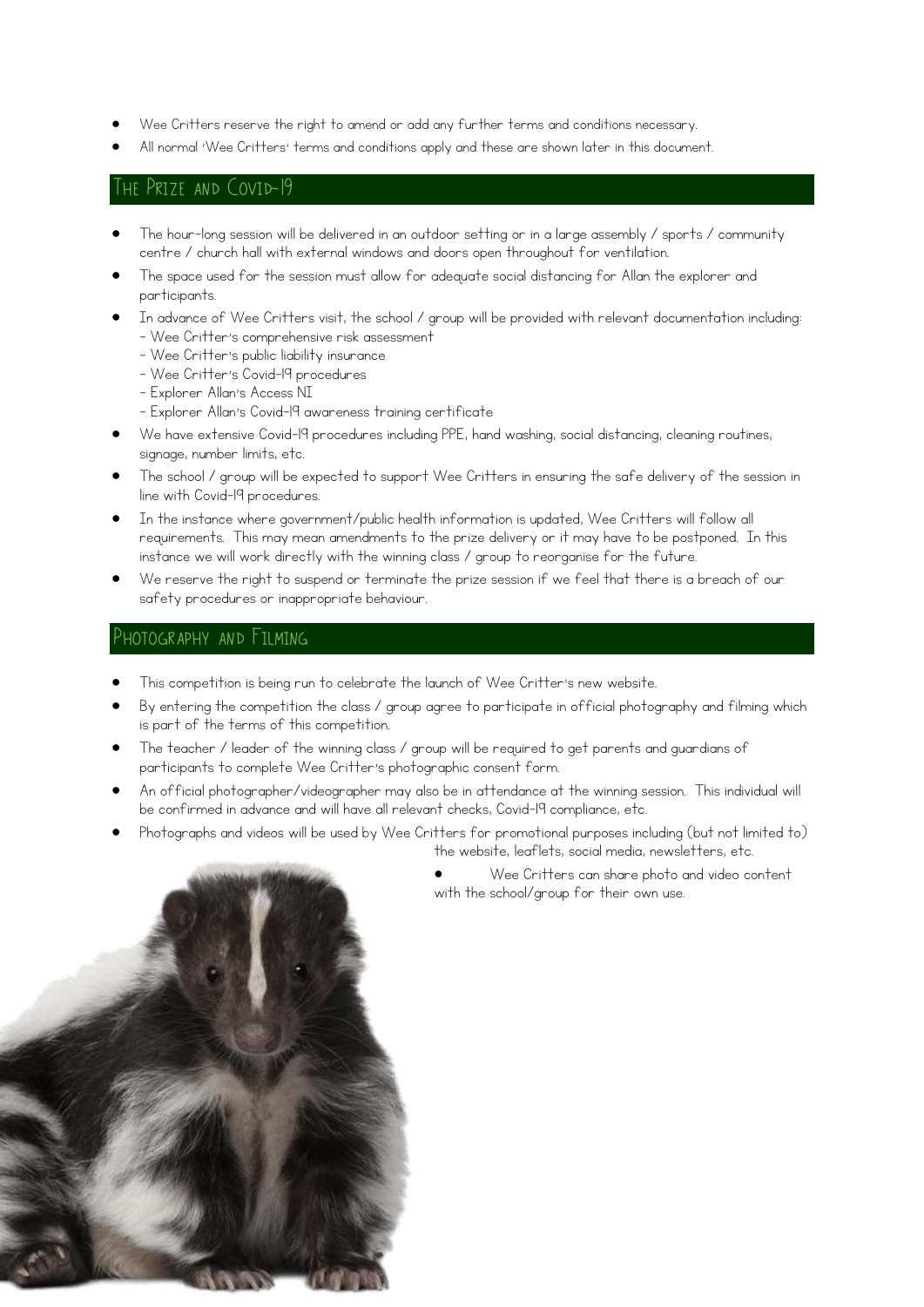- Wee Critters reserve the right to amend or add any further terms and conditions necessary.
- All normal 'Wee Critters' terms and conditions apply and these are shown later in this document.

## The Prize and Covid-19

- The hour-long session will be delivered in an outdoor setting or in a large assembly / sports / community centre / church hall with external windows and doors open throughout for ventilation.
- The space used for the session must allow for adequate social distancing for Allan the explorer and participants.
- In advance of Wee Critters visit, the school / group will be provided with relevant documentation including:
  - Wee Critter's comprehensive risk assessment
  - Wee Critter's public liability insurance
  - Wee Critter's Covid-19 procedures
  - Explorer Allan's Access NI
  - Explorer Allan's Covid-19 awareness training certificate
- We have extensive Covid-19 procedures including PPE, hand washing, social distancing, cleaning routines, signage, number limits, etc.
- The school / group will be expected to support Wee Critters in ensuring the safe delivery of the session in line with Covid-19 procedures.
- In the instance where government/public health information is updated, Wee Critters will follow all requirements. This may mean amendments to the prize delivery or it may have to be postponed. In this instance we will work directly with the winning class / group to reorganise for the future.
- We reserve the right to suspend or terminate the prize session if we feel that there is a breach of our safety procedures or inappropriate behaviour.

## Photography and Filming

- This competition is being run to celebrate the launch of Wee Critter's new website.
- By entering the competition the class / group agree to participate in official photography and filming which is part of the terms of this competition.
- The teacher / leader of the winning class / group will be required to get parents and guardians of participants to complete Wee Critter's photographic consent form.
- An official photographer/videographer may also be in attendance at the winning session. This individual will be confirmed in advance and will have all relevant checks, Covid-19 compliance, etc.
- Photographs and videos will be used by Wee Critters for promotional purposes including (but not limited to) the website, leaflets, social media, newsletters, etc.
- Wee Critters can share photo and video content with the school/group for their own use.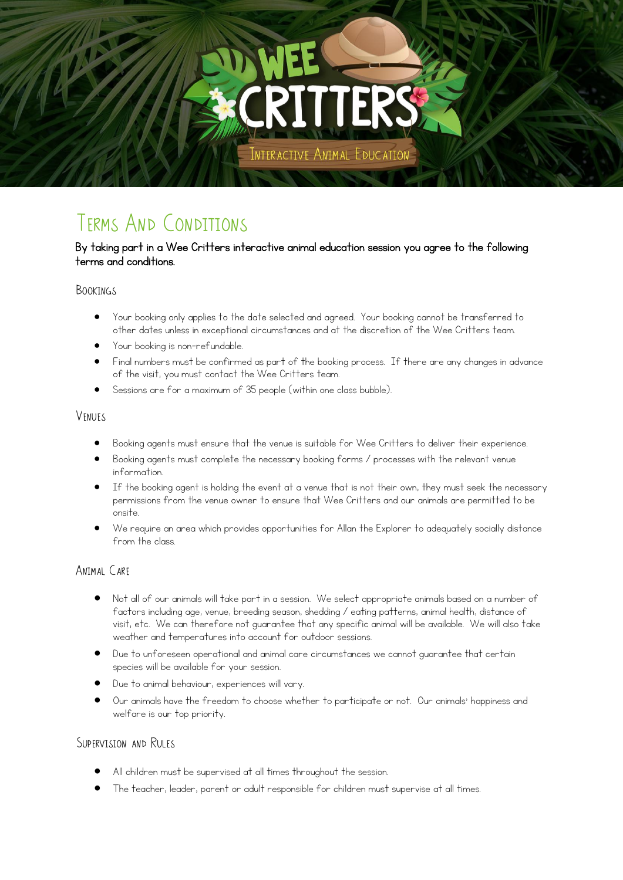# Terms And Conditions

**By taking part in a Wee Critters interactive animal education session you agree to the following terms and conditions.**

## Bookings

- Your booking only applies to the date selected and agreed. Your booking cannot be transferred to other dates unless in exceptional circumstances and at the discretion of the Wee Critters team.
- Your booking is non-refundable.
- Final numbers must be confirmed as part of the booking process. If there are any changes in advance of the visit, you must contact the Wee Critters team.
- Sessions are for a maximum of 35 people (within one class bubble).

## Venues

- Booking agents must ensure that the venue is suitable for Wee Critters to deliver their experience.
- Booking agents must complete the necessary booking forms / processes with the relevant venue information.
- If the booking agent is holding the event at a venue that is not their own, they must seek the necessary permissions from the venue owner to ensure that Wee Critters and our animals are permitted to be onsite.
- We require an area which provides opportunities for Allan the Explorer to adequately socially distance from the class.

## Animal Care

- Not all of our animals will take part in a session. We select appropriate animals based on a number of factors including age, venue, breeding season, shedding / eating patterns, animal health, distance of visit, etc. We can therefore not guarantee that any specific animal will be available. We will also take weather and temperatures into account for outdoor sessions.
- Due to unforeseen operational and animal care circumstances we cannot guarantee that certain species will be available for your session.
- Due to animal behaviour, experiences will vary.
- Our animals have the freedom to choose whether to participate or not. Our animals' happiness and welfare is our top priority.

## Supervision and Rules

- All children must be supervised at all times throughout the session.
- The teacher, leader, parent or adult responsible for children must supervise at all times.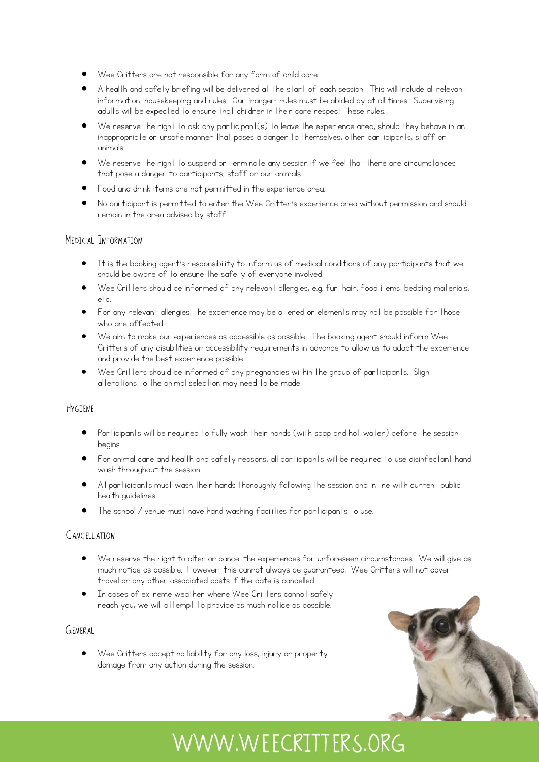- Wee Critters are not responsible for any form of child care.
- A health and safety briefing will be delivered at the start of each session. This will include all relevant information, housekeeping and rules. Our 'ranger' rules must be abided by at all times. Supervising adults will be expected to ensure that children in their care respect these rules.
- We reserve the right to ask any participant(s) to leave the experience area, should they behave in an inappropriate or unsafe manner that poses a danger to themselves, other participants, staff or animals.
- We reserve the right to suspend or terminate any session if we feel that there are circumstances that pose a danger to participants, staff or our animals.
- Food and drink items are not permitted in the experience area.
- No participant is permitted to enter the Wee Critter's experience area without permission and should remain in the area advised by staff.

## Medical Information

- It is the booking agent's responsibility to inform us of medical conditions of any participants that we should be aware of to ensure the safety of everyone involved.
- Wee Critters should be informed of any relevant allergies, e.g. fur, hair, food items, bedding materials, etc.
- For any relevant allergies, the experience may be altered or elements may not be possible for those who are affected.
- We aim to make our experiences as accessible as possible. The booking agent should inform Wee Critters of any disabilities or accessibility requirements in advance to allow us to adapt the experience and provide the best experience possible.
- Wee Critters should be informed of any pregnancies within the group of participants. Slight alterations to the animal selection may need to be made.

## Hygiene

- Participants will be required to fully wash their hands (with soap and hot water) before the session begins.
- For animal care and health and safety reasons, all participants will be required to use disinfectant hand wash throughout the session.
- All participants must wash their hands thoroughly following the session and in line with current public health guidelines.
- The school / venue must have hand washing facilities for participants to use.

## Cancellation

- We reserve the right to alter or cancel the experiences for unforeseen circumstances. We will give as much notice as possible. However, this cannot always be guaranteed. Wee Critters will not cover travel or any other associated costs if the date is cancelled.
- In cases of extreme weather where Wee Critters cannot safely reach you, we will attempt to provide as much notice as possible.

## General

- Wee Critters accept no liability for any loss, injury or property damage from any action during the session.

WWW.WEECRITTERS.ORG